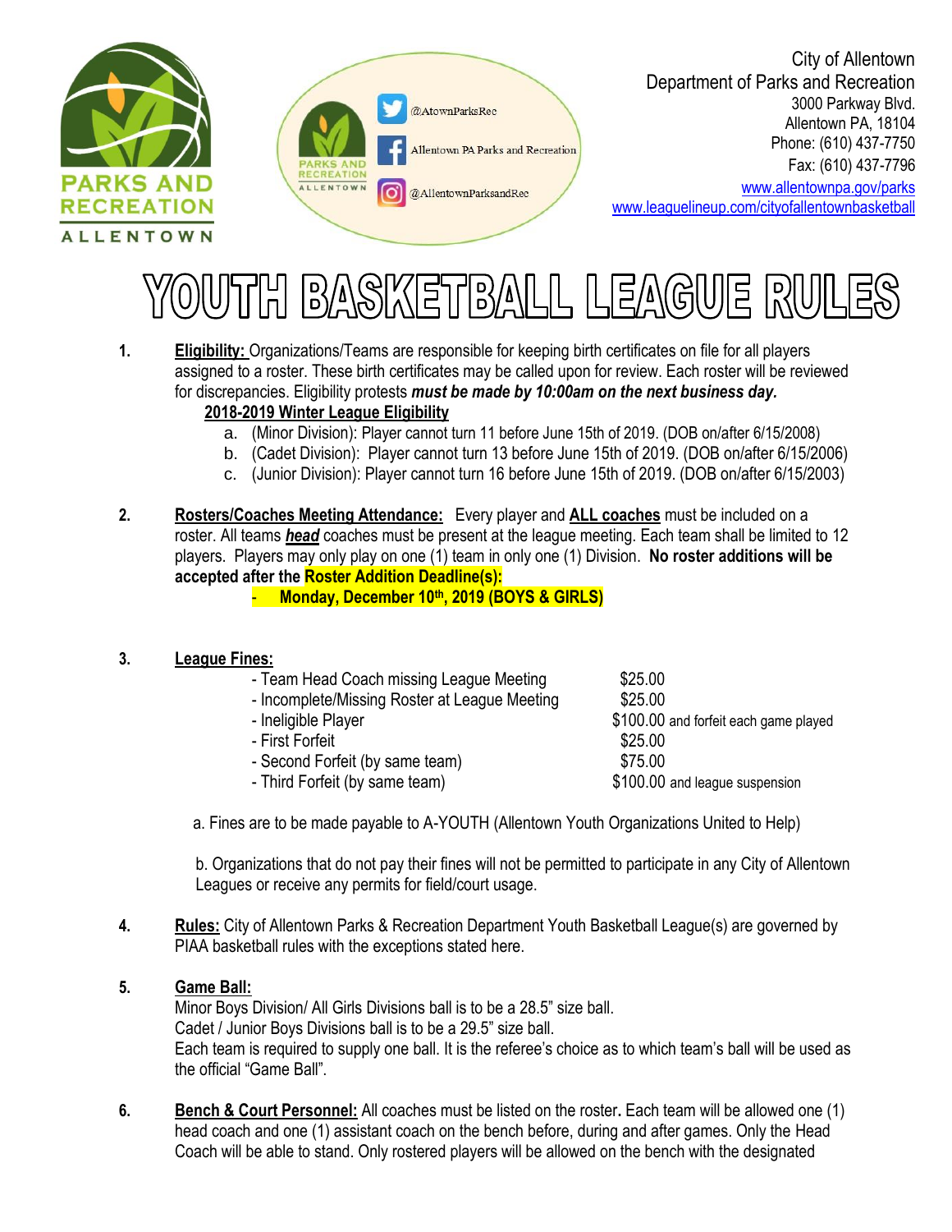City of Allentown
Department of Parks and Recreation
3000 Parkway Blvd.
Allentown PA, 18104
Phone: (610) 437-7750
Fax: (610) 437-7796
www.allentownpa.gov/parks
www.leaguelineup.com/cityofallentownbasketball

@AtownParksRec
Allentown PA Parks and Recreation
@AllentownParksandRec

# YOUTH BASKETBALL LEAGUE RULES

1. **Eligibility:** Organizations/Teams are responsible for keeping birth certificates on file for all players assigned to a roster. These birth certificates may be called upon for review. Each roster will be reviewed for discrepancies. Eligibility protests ***must be made by 10:00am on the next business day.***

   **2018-2019 Winter League Eligibility**

   a. (Minor Division): Player cannot turn 11 before June 15th of 2019. (DOB on/after 6/15/2008)
   b. (Cadet Division): Player cannot turn 13 before June 15th of 2019. (DOB on/after 6/15/2006)
   c. (Junior Division): Player cannot turn 16 before June 15th of 2019. (DOB on/after 6/15/2003)

2. **Rosters/Coaches Meeting Attendance:** Every player and **ALL coaches** must be included on a roster. All teams ***head*** coaches must be present at the league meeting. Each team shall be limited to 12 players. Players may only play on one (1) team in only one (1) Division. **No roster additions will be accepted after the Roster Addition Deadline(s):**
   - **Monday, December 10th, 2019 (BOYS & GIRLS)**

3. **League Fines:**

   | | |
   |---|---|
   | - Team Head Coach missing League Meeting | $25.00 |
   | - Incomplete/Missing Roster at League Meeting | $25.00 |
   | - Ineligible Player | $100.00 and forfeit each game played |
   | - First Forfeit | $25.00 |
   | - Second Forfeit (by same team) | $75.00 |
   | - Third Forfeit (by same team) | $100.00 and league suspension |

   a. Fines are to be made payable to A-YOUTH (Allentown Youth Organizations United to Help)

   b. Organizations that do not pay their fines will not be permitted to participate in any City of Allentown Leagues or receive any permits for field/court usage.

4. **Rules:** City of Allentown Parks & Recreation Department Youth Basketball League(s) are governed by PIAA basketball rules with the exceptions stated here.

5. **Game Ball:**
   Minor Boys Division/ All Girls Divisions ball is to be a 28.5" size ball.
   Cadet / Junior Boys Divisions ball is to be a 29.5" size ball.
   Each team is required to supply one ball. It is the referee's choice as to which team's ball will be used as the official "Game Ball".

6. **Bench & Court Personnel:** All coaches must be listed on the roster**.** Each team will be allowed one (1) head coach and one (1) assistant coach on the bench before, during and after games. Only the Head Coach will be able to stand. Only rostered players will be allowed on the bench with the designated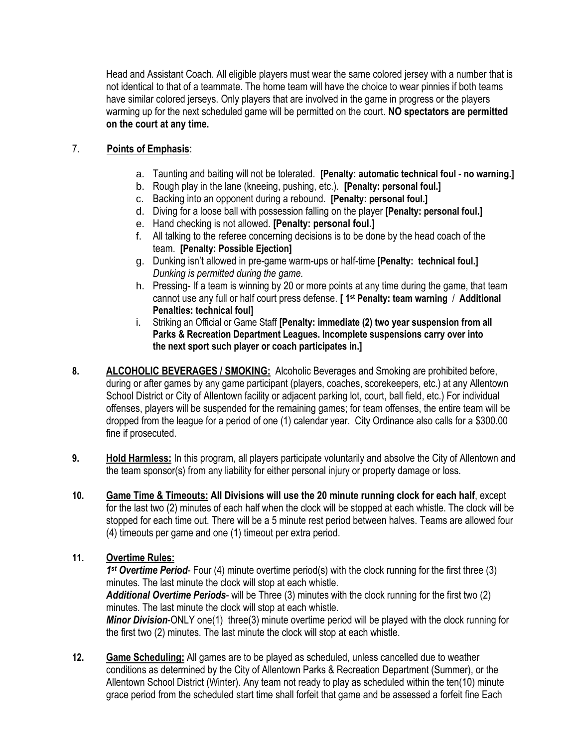Head and Assistant Coach. All eligible players must wear the same colored jersey with a number that is not identical to that of a teammate. The home team will have the choice to wear pinnies if both teams have similar colored jerseys. Only players that are involved in the game in progress or the players warming up for the next scheduled game will be permitted on the court. **NO spectators are permitted on the court at any time.**

7. **Points of Emphasis**:

   a. Taunting and baiting will not be tolerated. **[Penalty: automatic technical foul - no warning.]**
   b. Rough play in the lane (kneeing, pushing, etc.). **[Penalty: personal foul.]**
   c. Backing into an opponent during a rebound. **[Penalty: personal foul.]**
   d. Diving for a loose ball with possession falling on the player **[Penalty: personal foul.]**
   e. Hand checking is not allowed. **[Penalty: personal foul.]**
   f. All talking to the referee concerning decisions is to be done by the head coach of the team. **[Penalty: Possible Ejection]**
   g. Dunking isn't allowed in pre-game warm-ups or half-time **[Penalty: technical foul.]** *Dunking is permitted during the game.*
   h. Pressing- If a team is winning by 20 or more points at any time during the game, that team cannot use any full or half court press defense. **[ 1st Penalty: team warning / Additional Penalties: technical foul]**
   i. Striking an Official or Game Staff **[Penalty: immediate (2) two year suspension from all Parks & Recreation Department Leagues. Incomplete suspensions carry over into the next sport such player or coach participates in.]**

8. **ALCOHOLIC BEVERAGES / SMOKING:** Alcoholic Beverages and Smoking are prohibited before, during or after games by any game participant (players, coaches, scorekeepers, etc.) at any Allentown School District or City of Allentown facility or adjacent parking lot, court, ball field, etc.) For individual offenses, players will be suspended for the remaining games; for team offenses, the entire team will be dropped from the league for a period of one (1) calendar year. City Ordinance also calls for a $300.00 fine if prosecuted.

9. **Hold Harmless:** In this program, all players participate voluntarily and absolve the City of Allentown and the team sponsor(s) from any liability for either personal injury or property damage or loss.

10. **Game Time & Timeouts: All Divisions will use the 20 minute running clock for each half**, except for the last two (2) minutes of each half when the clock will be stopped at each whistle. The clock will be stopped for each time out. There will be a 5 minute rest period between halves. Teams are allowed four (4) timeouts per game and one (1) timeout per extra period.

11. **Overtime Rules:**
    ***1st Overtime Period***- Four (4) minute overtime period(s) with the clock running for the first three (3) minutes. The last minute the clock will stop at each whistle.
    ***Additional Overtime Periods***- will be Three (3) minutes with the clock running for the first two (2) minutes. The last minute the clock will stop at each whistle.
    ***Minor Division***-ONLY one(1) three(3) minute overtime period will be played with the clock running for the first two (2) minutes. The last minute the clock will stop at each whistle.

12. **Game Scheduling:** All games are to be played as scheduled, unless cancelled due to weather conditions as determined by the City of Allentown Parks & Recreation Department (Summer), or the Allentown School District (Winter). Any team not ready to play as scheduled within the ten(10) minute grace period from the scheduled start time shall forfeit that game ~~and~~ be assessed a forfeit fine Each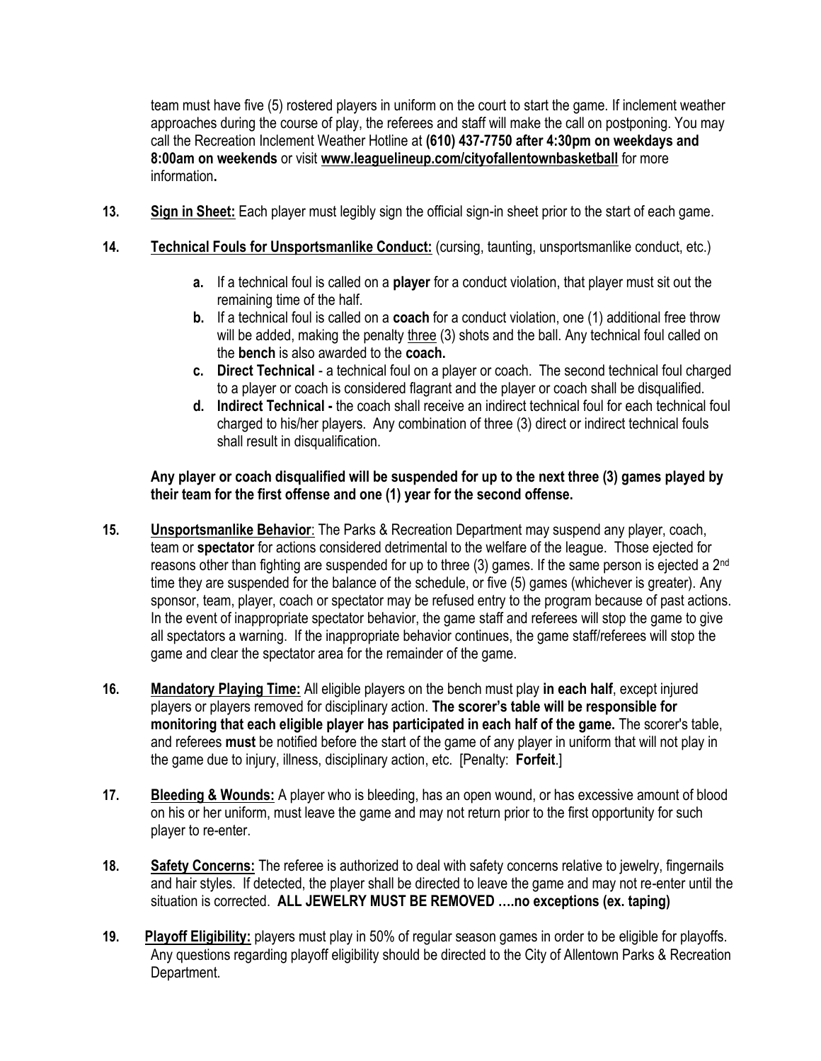team must have five (5) rostered players in uniform on the court to start the game. If inclement weather approaches during the course of play, the referees and staff will make the call on postponing. You may call the Recreation Inclement Weather Hotline at **(610) 437-7750 after 4:30pm on weekdays and 8:00am on weekends** or visit **www.leaguelineup.com/cityofallentownbasketball** for more information**.**

13. **Sign in Sheet:** Each player must legibly sign the official sign-in sheet prior to the start of each game.

14. **Technical Fouls for Unsportsmanlike Conduct:** (cursing, taunting, unsportsmanlike conduct, etc.)

    a. If a technical foul is called on a **player** for a conduct violation, that player must sit out the remaining time of the half.

    b. If a technical foul is called on a **coach** for a conduct violation, one (1) additional free throw will be added, making the penalty three (3) shots and the ball. Any technical foul called on the **bench** is also awarded to the **coach.**

    c. **Direct Technical** - a technical foul on a player or coach. The second technical foul charged to a player or coach is considered flagrant and the player or coach shall be disqualified.

    d. **Indirect Technical -** the coach shall receive an indirect technical foul for each technical foul charged to his/her players. Any combination of three (3) direct or indirect technical fouls shall result in disqualification.

    **Any player or coach disqualified will be suspended for up to the next three (3) games played by their team for the first offense and one (1) year for the second offense.**

15. **Unsportsmanlike Behavior**: The Parks & Recreation Department may suspend any player, coach, team or **spectator** for actions considered detrimental to the welfare of the league. Those ejected for reasons other than fighting are suspended for up to three (3) games. If the same person is ejected a 2nd time they are suspended for the balance of the schedule, or five (5) games (whichever is greater). Any sponsor, team, player, coach or spectator may be refused entry to the program because of past actions. In the event of inappropriate spectator behavior, the game staff and referees will stop the game to give all spectators a warning. If the inappropriate behavior continues, the game staff/referees will stop the game and clear the spectator area for the remainder of the game.

16. **Mandatory Playing Time:** All eligible players on the bench must play **in each half**, except injured players or players removed for disciplinary action. **The scorer's table will be responsible for monitoring that each eligible player has participated in each half of the game.** The scorer's table, and referees **must** be notified before the start of the game of any player in uniform that will not play in the game due to injury, illness, disciplinary action, etc. [Penalty: **Forfeit**.]

17. **Bleeding & Wounds:** A player who is bleeding, has an open wound, or has excessive amount of blood on his or her uniform, must leave the game and may not return prior to the first opportunity for such player to re-enter.

18. **Safety Concerns:** The referee is authorized to deal with safety concerns relative to jewelry, fingernails and hair styles. If detected, the player shall be directed to leave the game and may not re-enter until the situation is corrected. **ALL JEWELRY MUST BE REMOVED ….no exceptions (ex. taping)**

19. **Playoff Eligibility:** players must play in 50% of regular season games in order to be eligible for playoffs. Any questions regarding playoff eligibility should be directed to the City of Allentown Parks & Recreation Department.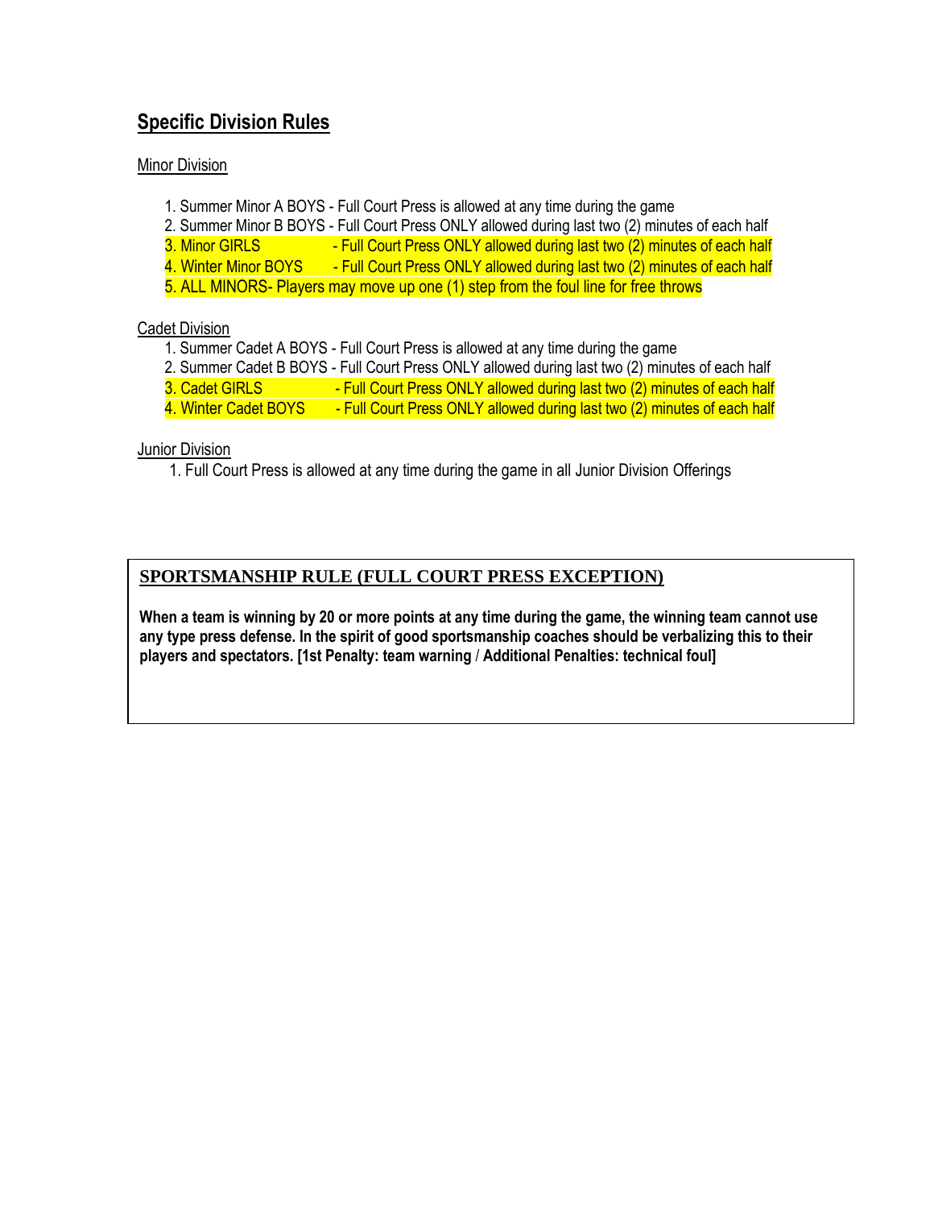## Specific Division Rules

Minor Division

1. Summer Minor A BOYS - Full Court Press is allowed at any time during the game
2. Summer Minor B BOYS - Full Court Press ONLY allowed during last two (2) minutes of each half
3. Minor GIRLS - Full Court Press ONLY allowed during last two (2) minutes of each half
4. Winter Minor BOYS - Full Court Press ONLY allowed during last two (2) minutes of each half
5. ALL MINORS- Players may move up one (1) step from the foul line for free throws

Cadet Division

1. Summer Cadet A BOYS - Full Court Press is allowed at any time during the game
2. Summer Cadet B BOYS - Full Court Press ONLY allowed during last two (2) minutes of each half
3. Cadet GIRLS - Full Court Press ONLY allowed during last two (2) minutes of each half
4. Winter Cadet BOYS - Full Court Press ONLY allowed during last two (2) minutes of each half

Junior Division

1. Full Court Press is allowed at any time during the game in all Junior Division Offerings

### SPORTSMANSHIP RULE (FULL COURT PRESS EXCEPTION)

**When a team is winning by 20 or more points at any time during the game, the winning team cannot use any type press defense. In the spirit of good sportsmanship coaches should be verbalizing this to their players and spectators. [1st Penalty: team warning / Additional Penalties: technical foul]**